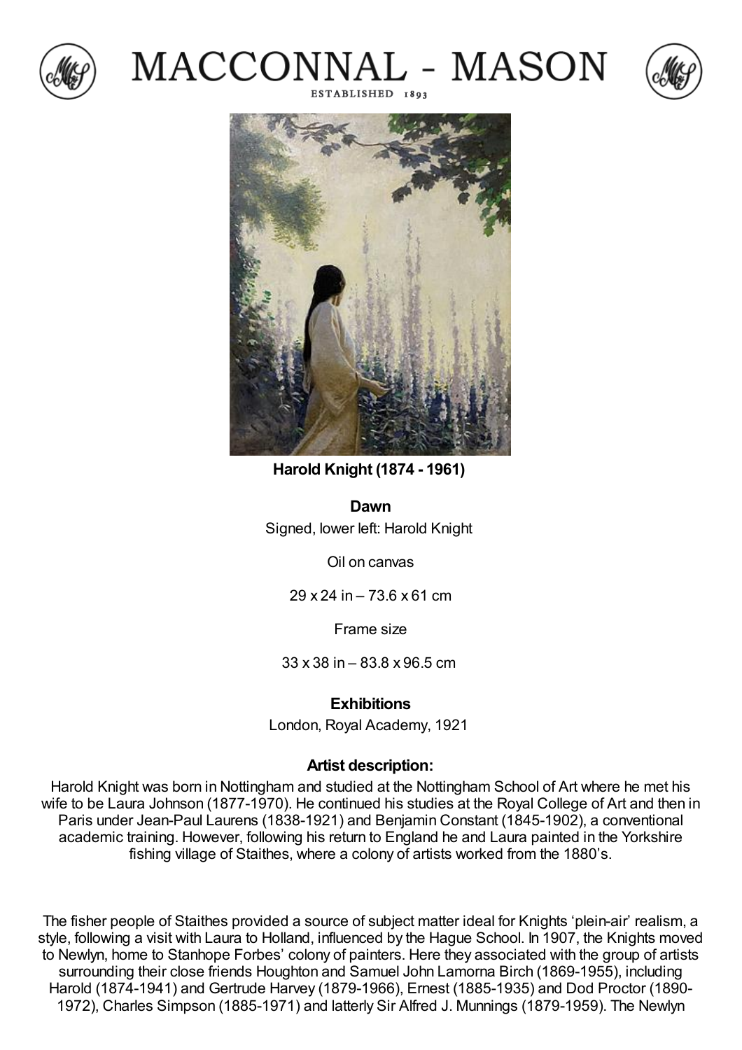# MACCONNAL - MASON

ESTABLISHED 1893

**Harold Knight (1874 - 1961)**

**Dawn**

Signed, lower left: Harold Knight

Oil on canvas

29 x 24 in – 73.6 x 61 cm

Frame size

33 x 38 in – 83.8 x 96.5 cm

**Exhibitions**

London, Royal Academy, 1921

**Artist description:**

Harold Knight was born in Nottingham and studied at the Nottingham School of Art where he met his wife to be Laura Johnson (1877-1970). He continued his studies at the Royal College of Art and then in Paris under Jean-Paul Laurens (1838-1921) and Benjamin Constant (1845-1902), a conventional academic training. However, following his return to England he and Laura painted in the Yorkshire fishing village of Staithes, where a colony of artists worked from the 1880's.

The fisher people of Staithes provided a source of subject matter ideal for Knights 'plein-air' realism, a style, following a visit with Laura to Holland, influenced by the Hague School. In 1907, the Knights moved to Newlyn, home to Stanhope Forbes' colony of painters. Here they associated with the group of artists surrounding their close friends Houghton and Samuel John Lamorna Birch (1869-1955), including Harold (1874-1941) and Gertrude Harvey (1879-1966), Ernest (1885-1935) and Dod Proctor (1890-1972), Charles Simpson (1885-1971) and latterly Sir Alfred J. Munnings (1879-1959). The Newlyn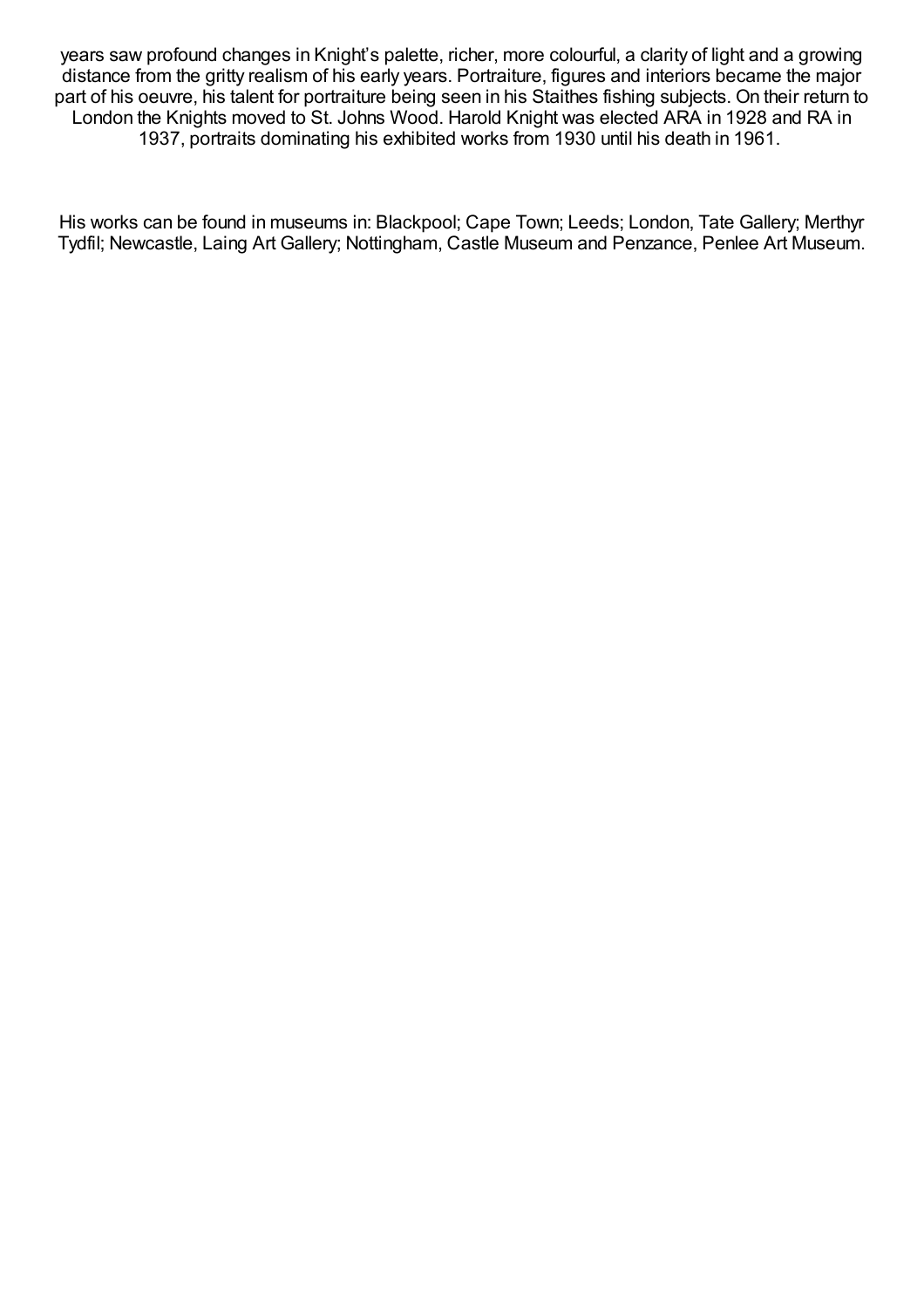years saw profound changes in Knight's palette, richer, more colourful, a clarity of light and a growing distance from the gritty realism of his early years. Portraiture, figures and interiors became the major part of his oeuvre, his talent for portraiture being seen in his Staithes fishing subjects. On their return to London the Knights moved to St. Johns Wood. Harold Knight was elected ARA in 1928 and RA in 1937, portraits dominating his exhibited works from 1930 until his death in 1961.

His works can be found in museums in: Blackpool; Cape Town; Leeds; London, Tate Gallery; Merthyr Tydfil; Newcastle, Laing Art Gallery; Nottingham, Castle Museum and Penzance, Penlee Art Museum.